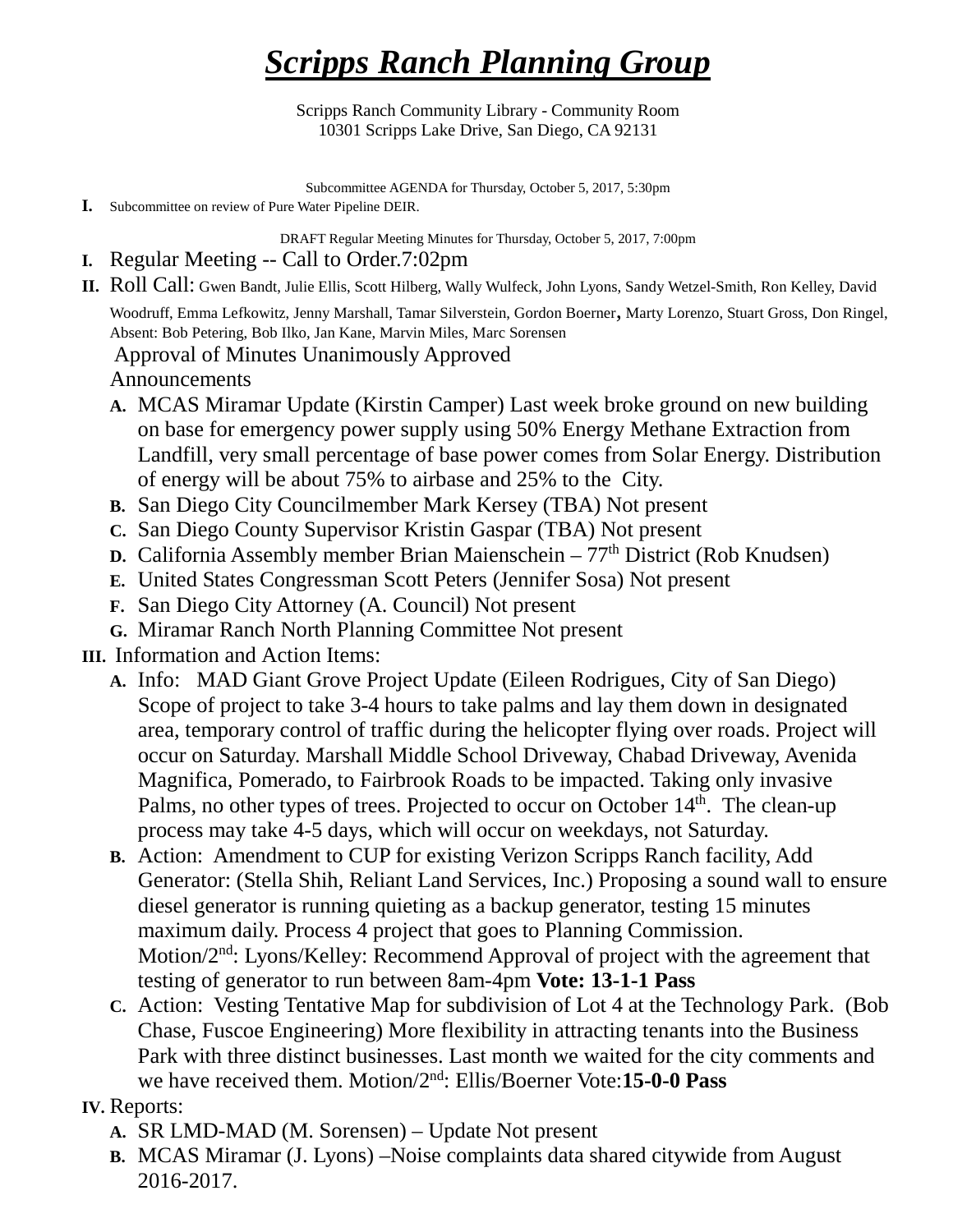# ***Scripps Ranch Planning Group***

Scripps Ranch Community Library - Community Room
10301 Scripps Lake Drive, San Diego, CA 92131

Subcommittee AGENDA for Thursday, October 5, 2017, 5:30pm

**I.** Subcommittee on review of Pure Water Pipeline DEIR.

DRAFT Regular Meeting Minutes for Thursday, October 5, 2017, 7:00pm

**I.** Regular Meeting -- Call to Order.7:02pm

**II.** Roll Call: Gwen Bandt, Julie Ellis, Scott Hilberg, Wally Wulfeck, John Lyons, Sandy Wetzel-Smith, Ron Kelley, David Woodruff, Emma Lefkowitz, Jenny Marshall, Tamar Silverstein, Gordon Boerner, Marty Lorenzo, Stuart Gross, Don Ringel, Absent: Bob Petering, Bob Ilko, Jan Kane, Marvin Miles, Marc Sorensen

Approval of Minutes Unanimously Approved

Announcements

- **A.** MCAS Miramar Update (Kirstin Camper) Last week broke ground on new building on base for emergency power supply using 50% Energy Methane Extraction from Landfill, very small percentage of base power comes from Solar Energy. Distribution of energy will be about 75% to airbase and 25% to the City.
- **B.** San Diego City Councilmember Mark Kersey (TBA) Not present
- **C.** San Diego County Supervisor Kristin Gaspar (TBA) Not present
- **D.** California Assembly member Brian Maienschein – 77th District (Rob Knudsen)
- **E.** United States Congressman Scott Peters (Jennifer Sosa) Not present
- **F.** San Diego City Attorney (A. Council) Not present
- **G.** Miramar Ranch North Planning Committee Not present

**III.** Information and Action Items:

- **A.** Info: MAD Giant Grove Project Update (Eileen Rodrigues, City of San Diego) Scope of project to take 3-4 hours to take palms and lay them down in designated area, temporary control of traffic during the helicopter flying over roads. Project will occur on Saturday. Marshall Middle School Driveway, Chabad Driveway, Avenida Magnifica, Pomerado, to Fairbrook Roads to be impacted. Taking only invasive Palms, no other types of trees. Projected to occur on October 14th. The clean-up process may take 4-5 days, which will occur on weekdays, not Saturday.
- **B.** Action: Amendment to CUP for existing Verizon Scripps Ranch facility, Add Generator: (Stella Shih, Reliant Land Services, Inc.) Proposing a sound wall to ensure diesel generator is running quieting as a backup generator, testing 15 minutes maximum daily. Process 4 project that goes to Planning Commission. Motion/2nd: Lyons/Kelley: Recommend Approval of project with the agreement that testing of generator to run between 8am-4pm **Vote: 13-1-1 Pass**
- **C.** Action: Vesting Tentative Map for subdivision of Lot 4 at the Technology Park. (Bob Chase, Fuscoe Engineering) More flexibility in attracting tenants into the Business Park with three distinct businesses. Last month we waited for the city comments and we have received them. Motion/2nd: Ellis/Boerner Vote:**15-0-0 Pass**

**IV.** Reports:

- **A.** SR LMD-MAD (M. Sorensen) – Update Not present
- **B.** MCAS Miramar (J. Lyons) –Noise complaints data shared citywide from August 2016-2017.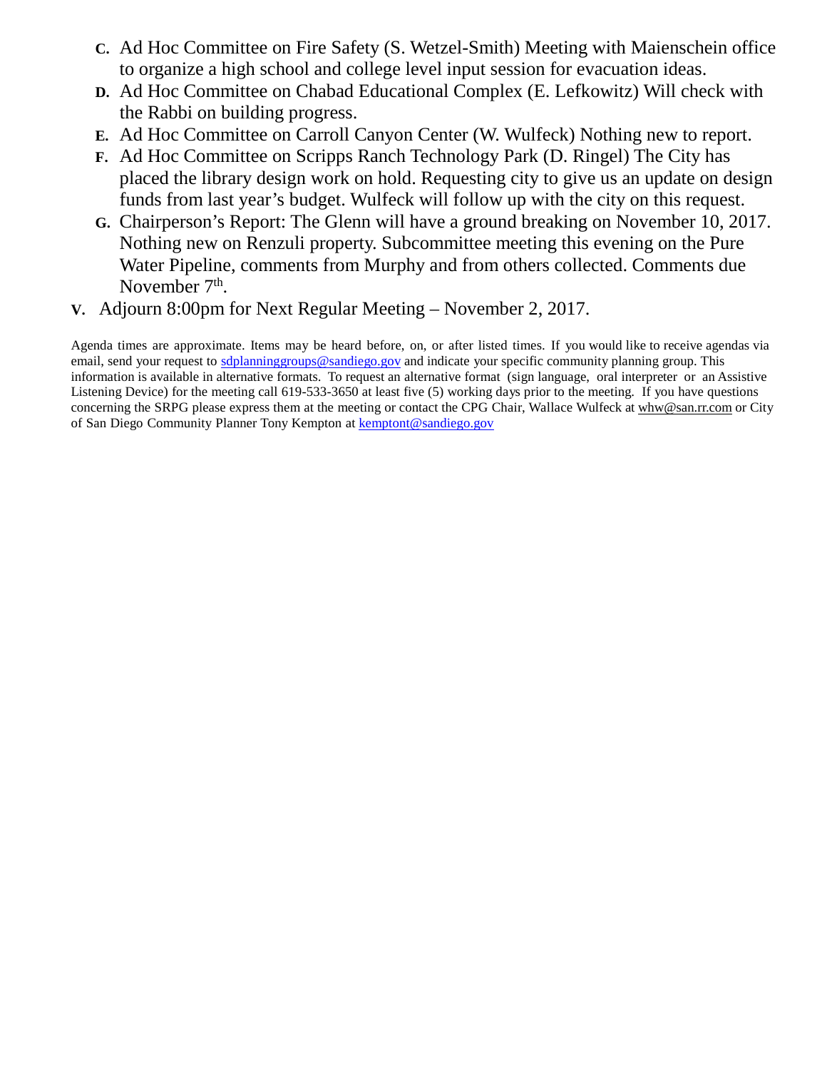C. Ad Hoc Committee on Fire Safety (S. Wetzel-Smith) Meeting with Maienschein office to organize a high school and college level input session for evacuation ideas.

D. Ad Hoc Committee on Chabad Educational Complex (E. Lefkowitz) Will check with the Rabbi on building progress.

E. Ad Hoc Committee on Carroll Canyon Center (W. Wulfeck) Nothing new to report.

F. Ad Hoc Committee on Scripps Ranch Technology Park (D. Ringel) The City has placed the library design work on hold. Requesting city to give us an update on design funds from last year's budget. Wulfeck will follow up with the city on this request.

G. Chairperson's Report: The Glenn will have a ground breaking on November 10, 2017. Nothing new on Renzuli property. Subcommittee meeting this evening on the Pure Water Pipeline, comments from Murphy and from others collected. Comments due November 7th.

V. Adjourn 8:00pm for Next Regular Meeting – November 2, 2017.

Agenda times are approximate. Items may be heard before, on, or after listed times. If you would like to receive agendas via email, send your request to sdplanninggroups@sandiego.gov and indicate your specific community planning group. This information is available in alternative formats. To request an alternative format (sign language, oral interpreter or an Assistive Listening Device) for the meeting call 619-533-3650 at least five (5) working days prior to the meeting. If you have questions concerning the SRPG please express them at the meeting or contact the CPG Chair, Wallace Wulfeck at whw@san.rr.com or City of San Diego Community Planner Tony Kempton at kemptont@sandiego.gov